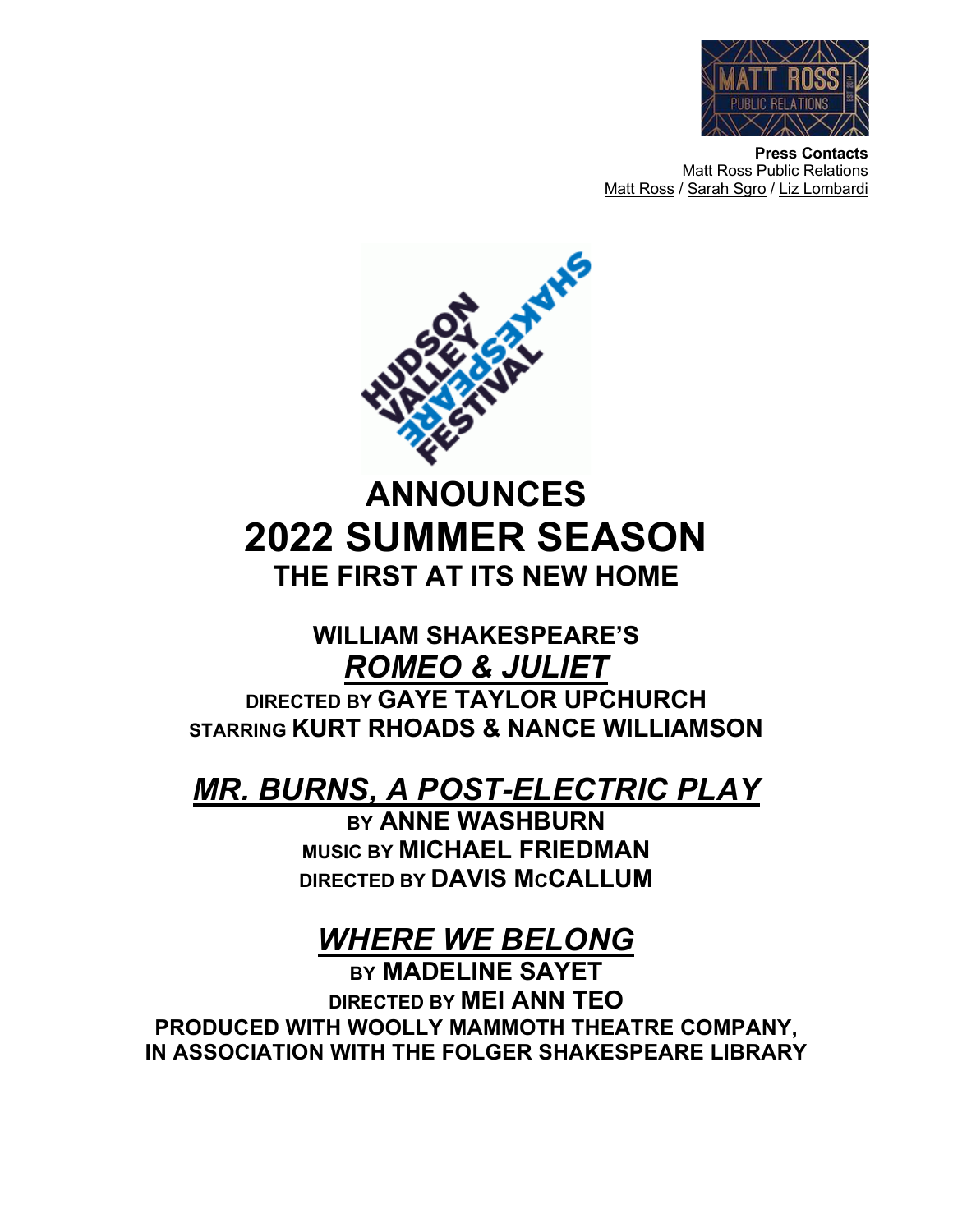**Press Contacts**
Matt Ross Public Relations
Matt Ross / Sarah Sgro / Liz Lombardi

# HUDSON VALLEY SHAKESPEARE FESTIVAL

# ANNOUNCES
# 2022 SUMMER SEASON
## THE FIRST AT ITS NEW HOME

### WILLIAM SHAKESPEARE'S
### *ROMEO & JULIET*
**DIRECTED BY GAYE TAYLOR UPCHURCH**
**STARRING KURT RHOADS & NANCE WILLIAMSON**

### *MR. BURNS, A POST-ELECTRIC PLAY*
**BY ANNE WASHBURN**
**MUSIC BY MICHAEL FRIEDMAN**
**DIRECTED BY DAVIS McCALLUM**

### *WHERE WE BELONG*
**BY MADELINE SAYET**
**DIRECTED BY MEI ANN TEO**
**PRODUCED WITH WOOLLY MAMMOTH THEATRE COMPANY,**
**IN ASSOCIATION WITH THE FOLGER SHAKESPEARE LIBRARY**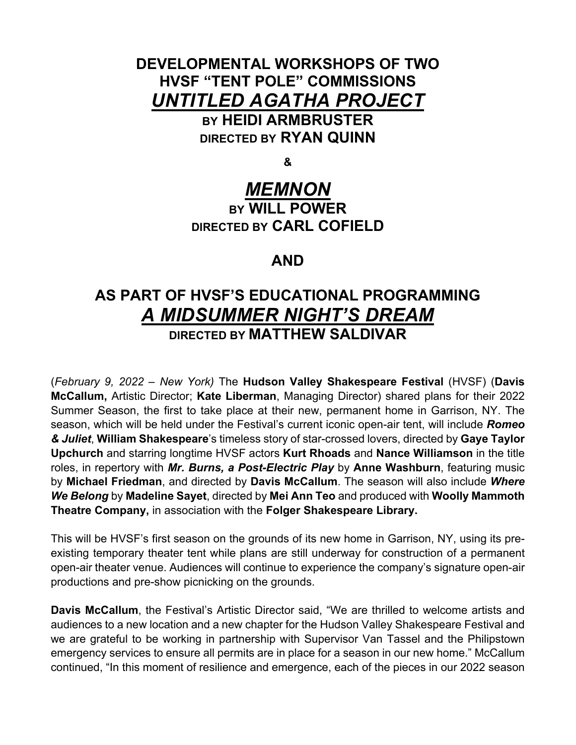## DEVELOPMENTAL WORKSHOPS OF TWO HVSF "TENT POLE" COMMISSIONS

## *UNTITLED AGATHA PROJECT*

### BY HEIDI ARMBRUSTER

### DIRECTED BY RYAN QUINN

**&**

## *MEMNON*

### BY WILL POWER

### DIRECTED BY CARL COFIELD

## AND

## AS PART OF HVSF'S EDUCATIONAL PROGRAMMING

## *A MIDSUMMER NIGHT'S DREAM*

### DIRECTED BY MATTHEW SALDIVAR

(*February 9, 2022 – New York)* The **Hudson Valley Shakespeare Festival** (HVSF) (**Davis McCallum,** Artistic Director; **Kate Liberman**, Managing Director) shared plans for their 2022 Summer Season, the first to take place at their new, permanent home in Garrison, NY. The season, which will be held under the Festival's current iconic open-air tent, will include ***Romeo & Juliet***, **William Shakespeare**'s timeless story of star-crossed lovers, directed by **Gaye Taylor Upchurch** and starring longtime HVSF actors **Kurt Rhoads** and **Nance Williamson** in the title roles, in repertory with ***Mr. Burns, a Post-Electric Play*** by **Anne Washburn**, featuring music by **Michael Friedman**, and directed by **Davis McCallum**. The season will also include ***Where We Belong*** by **Madeline Sayet**, directed by **Mei Ann Teo** and produced with **Woolly Mammoth Theatre Company,** in association with the **Folger Shakespeare Library.**

This will be HVSF's first season on the grounds of its new home in Garrison, NY, using its pre-existing temporary theater tent while plans are still underway for construction of a permanent open-air theater venue. Audiences will continue to experience the company's signature open-air productions and pre-show picnicking on the grounds.

**Davis McCallum**, the Festival's Artistic Director said, "We are thrilled to welcome artists and audiences to a new location and a new chapter for the Hudson Valley Shakespeare Festival and we are grateful to be working in partnership with Supervisor Van Tassel and the Philipstown emergency services to ensure all permits are in place for a season in our new home." McCallum continued, "In this moment of resilience and emergence, each of the pieces in our 2022 season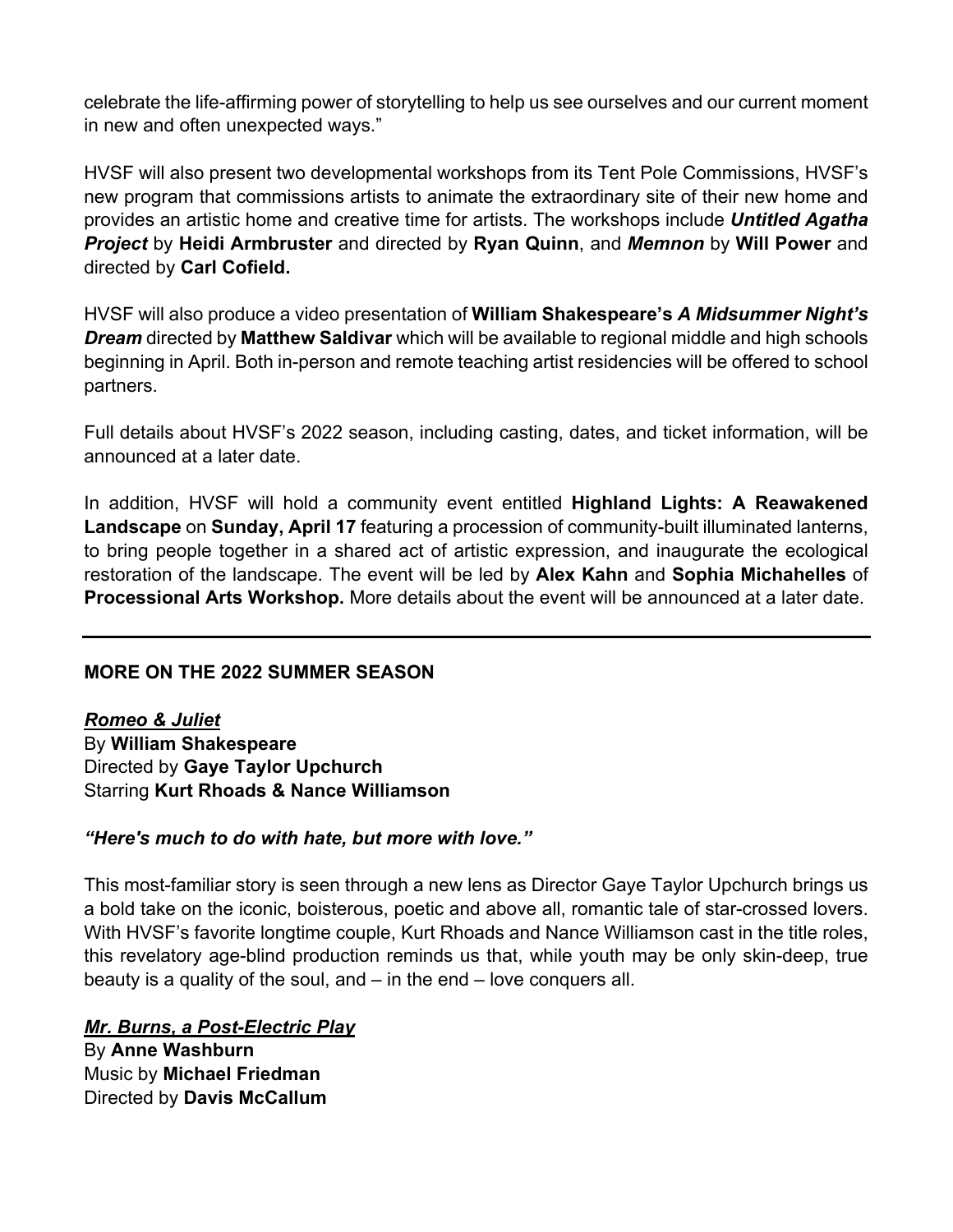celebrate the life-affirming power of storytelling to help us see ourselves and our current moment in new and often unexpected ways."

HVSF will also present two developmental workshops from its Tent Pole Commissions, HVSF's new program that commissions artists to animate the extraordinary site of their new home and provides an artistic home and creative time for artists. The workshops include ***Untitled Agatha Project*** by **Heidi Armbruster** and directed by **Ryan Quinn**, and ***Memnon*** by **Will Power** and directed by **Carl Cofield.**

HVSF will also produce a video presentation of **William Shakespeare's *A Midsummer Night's Dream*** directed by **Matthew Saldivar** which will be available to regional middle and high schools beginning in April. Both in-person and remote teaching artist residencies will be offered to school partners.

Full details about HVSF's 2022 season, including casting, dates, and ticket information, will be announced at a later date.

In addition, HVSF will hold a community event entitled **Highland Lights: A Reawakened Landscape** on **Sunday, April 17** featuring a procession of community-built illuminated lanterns, to bring people together in a shared act of artistic expression, and inaugurate the ecological restoration of the landscape. The event will be led by **Alex Kahn** and **Sophia Michahelles** of **Processional Arts Workshop.** More details about the event will be announced at a later date.

---

## MORE ON THE 2022 SUMMER SEASON

***Romeo & Juliet***
By **William Shakespeare**
Directed by **Gaye Taylor Upchurch**
Starring **Kurt Rhoads & Nance Williamson**

***"Here's much to do with hate, but more with love."***

This most-familiar story is seen through a new lens as Director Gaye Taylor Upchurch brings us a bold take on the iconic, boisterous, poetic and above all, romantic tale of star-crossed lovers. With HVSF's favorite longtime couple, Kurt Rhoads and Nance Williamson cast in the title roles, this revelatory age-blind production reminds us that, while youth may be only skin-deep, true beauty is a quality of the soul, and – in the end – love conquers all.

***Mr. Burns, a Post-Electric Play***
By **Anne Washburn**
Music by **Michael Friedman**
Directed by **Davis McCallum**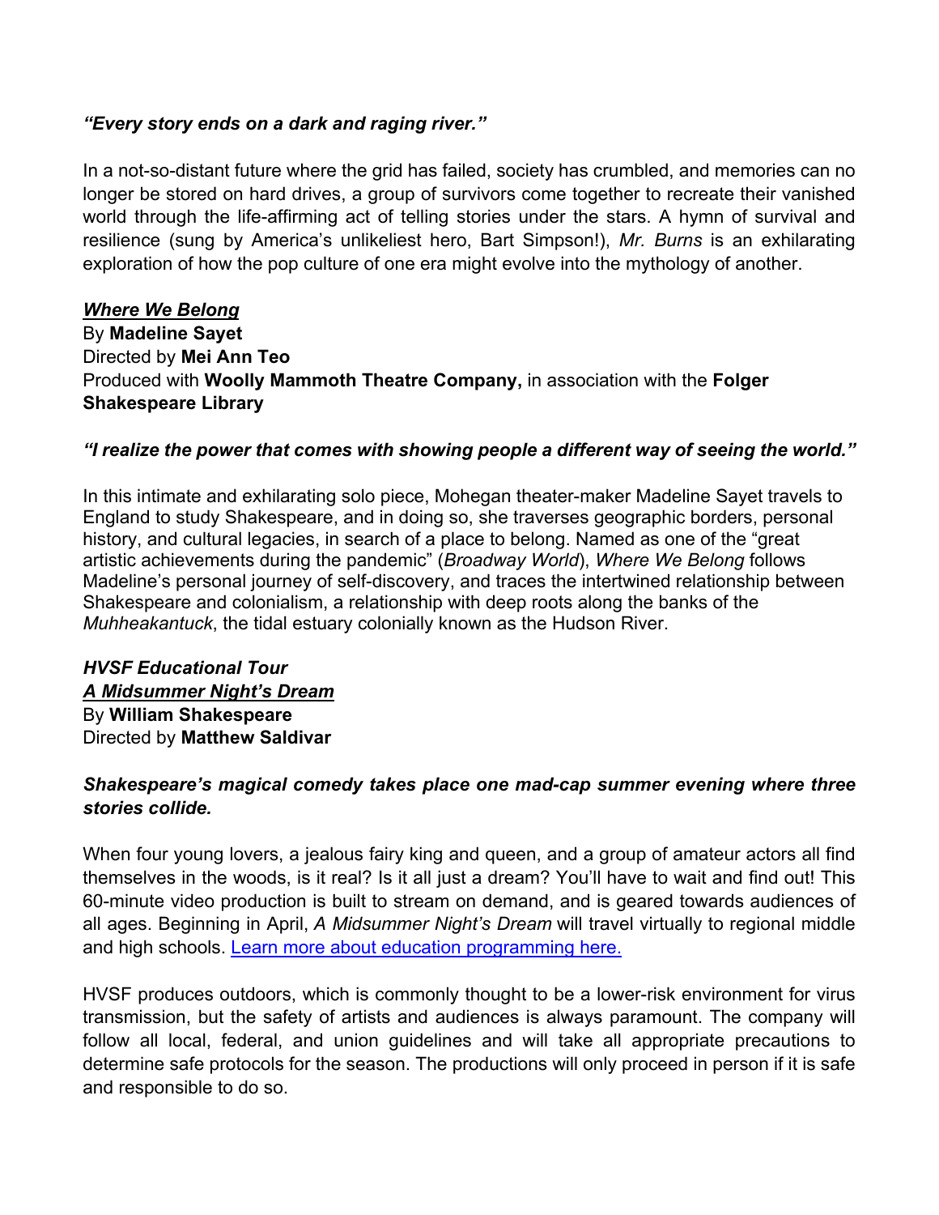***"Every story ends on a dark and raging river."***

In a not-so-distant future where the grid has failed, society has crumbled, and memories can no longer be stored on hard drives, a group of survivors come together to recreate their vanished world through the life-affirming act of telling stories under the stars. A hymn of survival and resilience (sung by America's unlikeliest hero, Bart Simpson!), *Mr. Burns* is an exhilarating exploration of how the pop culture of one era might evolve into the mythology of another.

***<u>Where We Belong</u>***
By **Madeline Sayet**
Directed by **Mei Ann Teo**
Produced with **Woolly Mammoth Theatre Company,** in association with the **Folger Shakespeare Library**

***"I realize the power that comes with showing people a different way of seeing the world."***

In this intimate and exhilarating solo piece, Mohegan theater-maker Madeline Sayet travels to England to study Shakespeare, and in doing so, she traverses geographic borders, personal history, and cultural legacies, in search of a place to belong. Named as one of the "great artistic achievements during the pandemic" (*Broadway World*), *Where We Belong* follows Madeline's personal journey of self-discovery, and traces the intertwined relationship between Shakespeare and colonialism, a relationship with deep roots along the banks of the *Muhheakantuck*, the tidal estuary colonially known as the Hudson River.

***HVSF Educational Tour***
***<u>A Midsummer Night's Dream</u>***
By **William Shakespeare**
Directed by **Matthew Saldivar**

***Shakespeare's magical comedy takes place one mad-cap summer evening where three stories collide.***

When four young lovers, a jealous fairy king and queen, and a group of amateur actors all find themselves in the woods, is it real? Is it all just a dream? You'll have to wait and find out! This 60-minute video production is built to stream on demand, and is geared towards audiences of all ages. Beginning in April, *A Midsummer Night's Dream* will travel virtually to regional middle and high schools. [Learn more about education programming here.]

HVSF produces outdoors, which is commonly thought to be a lower-risk environment for virus transmission, but the safety of artists and audiences is always paramount. The company will follow all local, federal, and union guidelines and will take all appropriate precautions to determine safe protocols for the season. The productions will only proceed in person if it is safe and responsible to do so.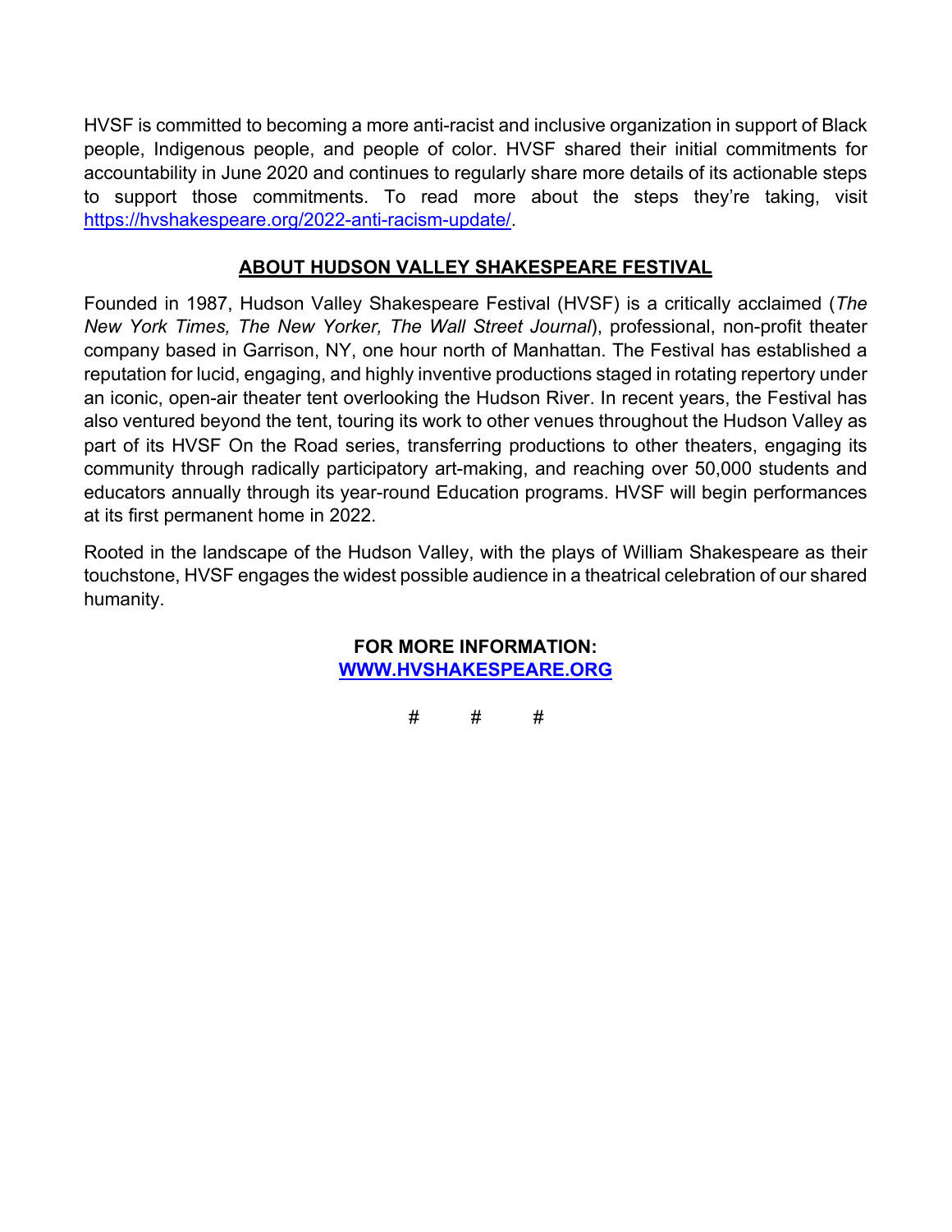HVSF is committed to becoming a more anti-racist and inclusive organization in support of Black people, Indigenous people, and people of color. HVSF shared their initial commitments for accountability in June 2020 and continues to regularly share more details of its actionable steps to support those commitments. To read more about the steps they're taking, visit [https://hvshakespeare.org/2022-anti-racism-update/](https://hvshakespeare.org/2022-anti-racism-update/).

## ABOUT HUDSON VALLEY SHAKESPEARE FESTIVAL

Founded in 1987, Hudson Valley Shakespeare Festival (HVSF) is a critically acclaimed (*The New York Times, The New Yorker, The Wall Street Journal*), professional, non-profit theater company based in Garrison, NY, one hour north of Manhattan. The Festival has established a reputation for lucid, engaging, and highly inventive productions staged in rotating repertory under an iconic, open-air theater tent overlooking the Hudson River. In recent years, the Festival has also ventured beyond the tent, touring its work to other venues throughout the Hudson Valley as part of its HVSF On the Road series, transferring productions to other theaters, engaging its community through radically participatory art-making, and reaching over 50,000 students and educators annually through its year-round Education programs. HVSF will begin performances at its first permanent home in 2022.

Rooted in the landscape of the Hudson Valley, with the plays of William Shakespeare as their touchstone, HVSF engages the widest possible audience in a theatrical celebration of our shared humanity.

**FOR MORE INFORMATION:**
**[WWW.HVSHAKESPEARE.ORG](http://www.hvshakespeare.org)**

# # #